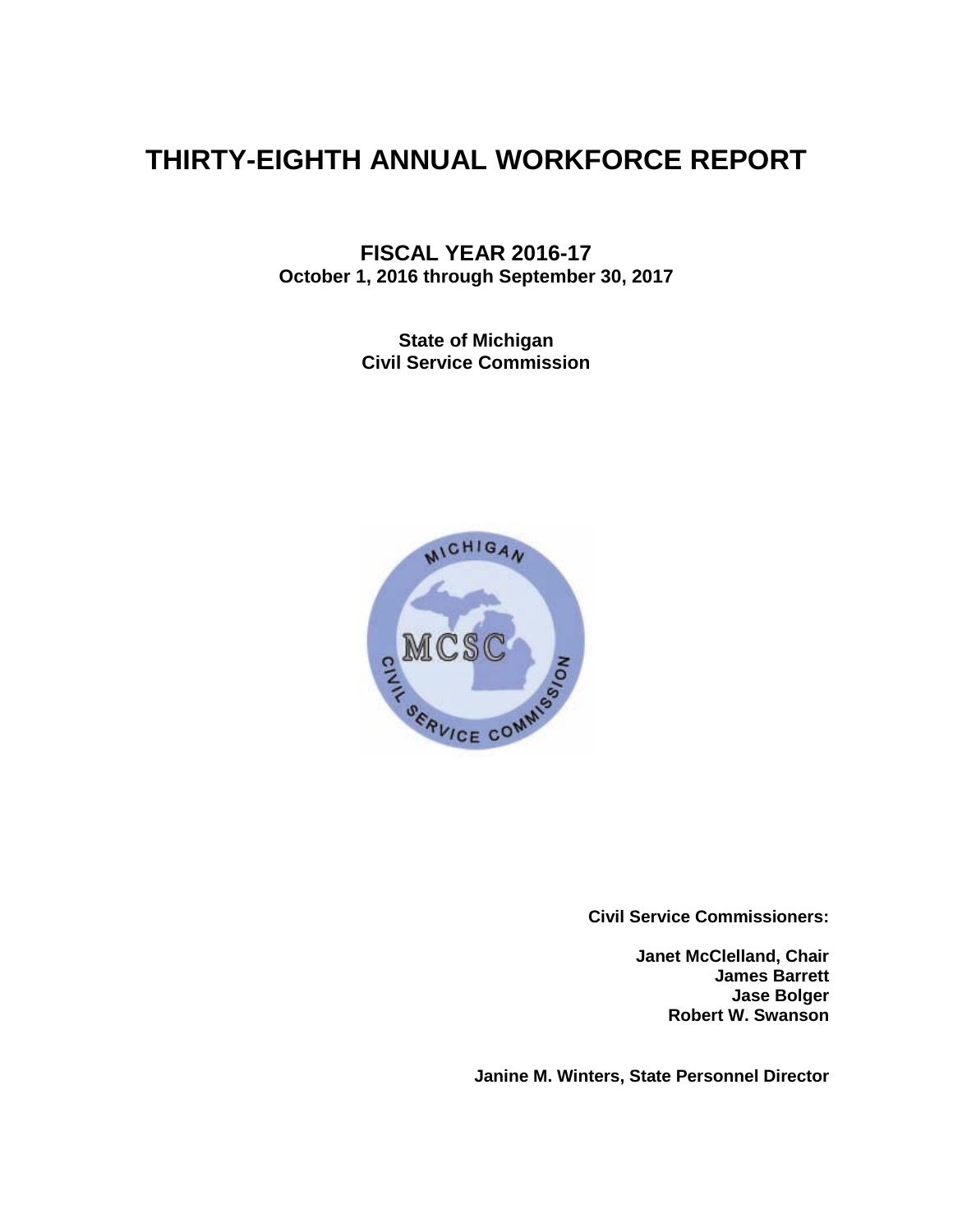# THIRTY-EIGHTH ANNUAL WORKFORCE REPORT

**FISCAL YEAR 2016-17**
**October 1, 2016 through September 30, 2017**

**State of Michigan**
**Civil Service Commission**

**Civil Service Commissioners:**

**Janet McClelland, Chair**
**James Barrett**
**Jase Bolger**
**Robert W. Swanson**

**Janine M. Winters, State Personnel Director**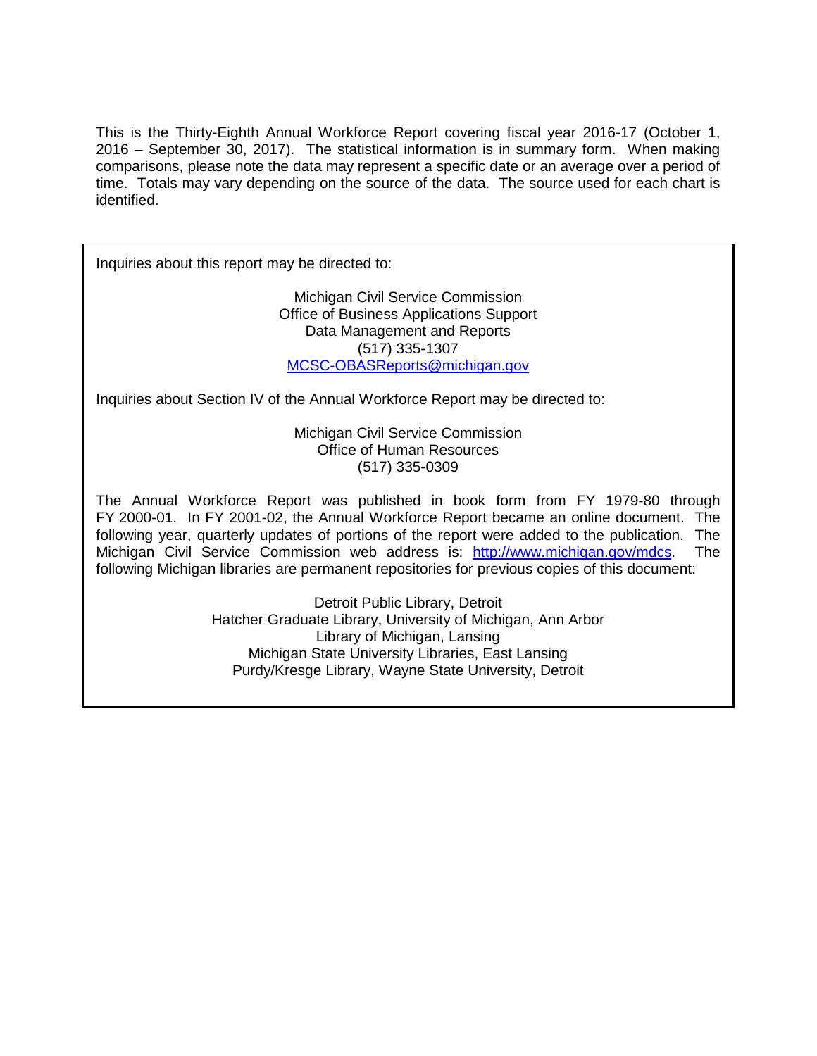This is the Thirty-Eighth Annual Workforce Report covering fiscal year 2016-17 (October 1, 2016 – September 30, 2017). The statistical information is in summary form. When making comparisons, please note the data may represent a specific date or an average over a period of time. Totals may vary depending on the source of the data. The source used for each chart is identified.

Inquiries about this report may be directed to:

Michigan Civil Service Commission
Office of Business Applications Support
Data Management and Reports
(517) 335-1307
MCSC-OBASReports@michigan.gov

Inquiries about Section IV of the Annual Workforce Report may be directed to:

Michigan Civil Service Commission
Office of Human Resources
(517) 335-0309

The Annual Workforce Report was published in book form from FY 1979-80 through FY 2000-01. In FY 2001-02, the Annual Workforce Report became an online document. The following year, quarterly updates of portions of the report were added to the publication. The Michigan Civil Service Commission web address is: http://www.michigan.gov/mdcs. The following Michigan libraries are permanent repositories for previous copies of this document:

Detroit Public Library, Detroit
Hatcher Graduate Library, University of Michigan, Ann Arbor
Library of Michigan, Lansing
Michigan State University Libraries, East Lansing
Purdy/Kresge Library, Wayne State University, Detroit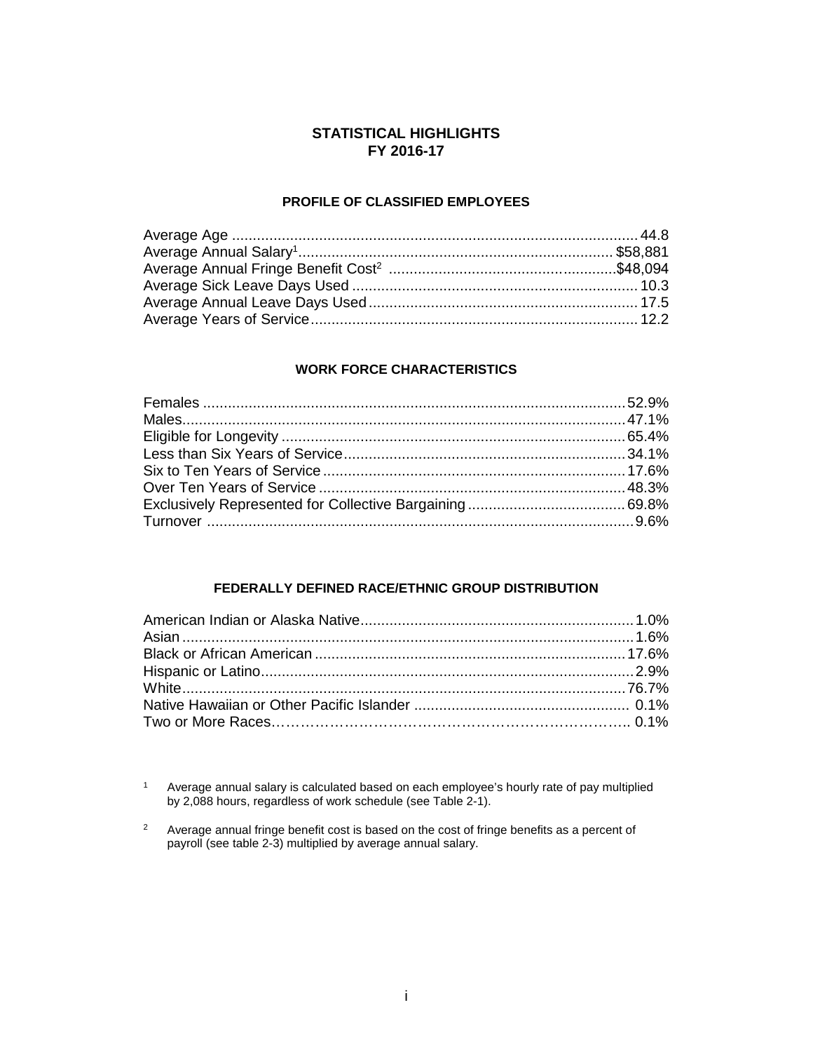# STATISTICAL HIGHLIGHTS
# FY 2016-17

## PROFILE OF CLASSIFIED EMPLOYEES

| | |
|---|---|
| Average Age | 44.8 |
| Average Annual Salary[1] | $58,881 |
| Average Annual Fringe Benefit Cost[2] | $48,094 |
| Average Sick Leave Days Used | 10.3 |
| Average Annual Leave Days Used | 17.5 |
| Average Years of Service | 12.2 |

## WORK FORCE CHARACTERISTICS

| | |
|---|---|
| Females | 52.9% |
| Males | 47.1% |
| Eligible for Longevity | 65.4% |
| Less than Six Years of Service | 34.1% |
| Six to Ten Years of Service | 17.6% |
| Over Ten Years of Service | 48.3% |
| Exclusively Represented for Collective Bargaining | 69.8% |
| Turnover | 9.6% |

## FEDERALLY DEFINED RACE/ETHNIC GROUP DISTRIBUTION

| | |
|---|---|
| American Indian or Alaska Native | 1.0% |
| Asian | 1.6% |
| Black or African American | 17.6% |
| Hispanic or Latino | 2.9% |
| White | 76.7% |
| Native Hawaiian or Other Pacific Islander | 0.1% |
| Two or More Races | 0.1% |

[1] Average annual salary is calculated based on each employee's hourly rate of pay multiplied by 2,088 hours, regardless of work schedule (see Table 2-1).

[2] Average annual fringe benefit cost is based on the cost of fringe benefits as a percent of payroll (see table 2-3) multiplied by average annual salary.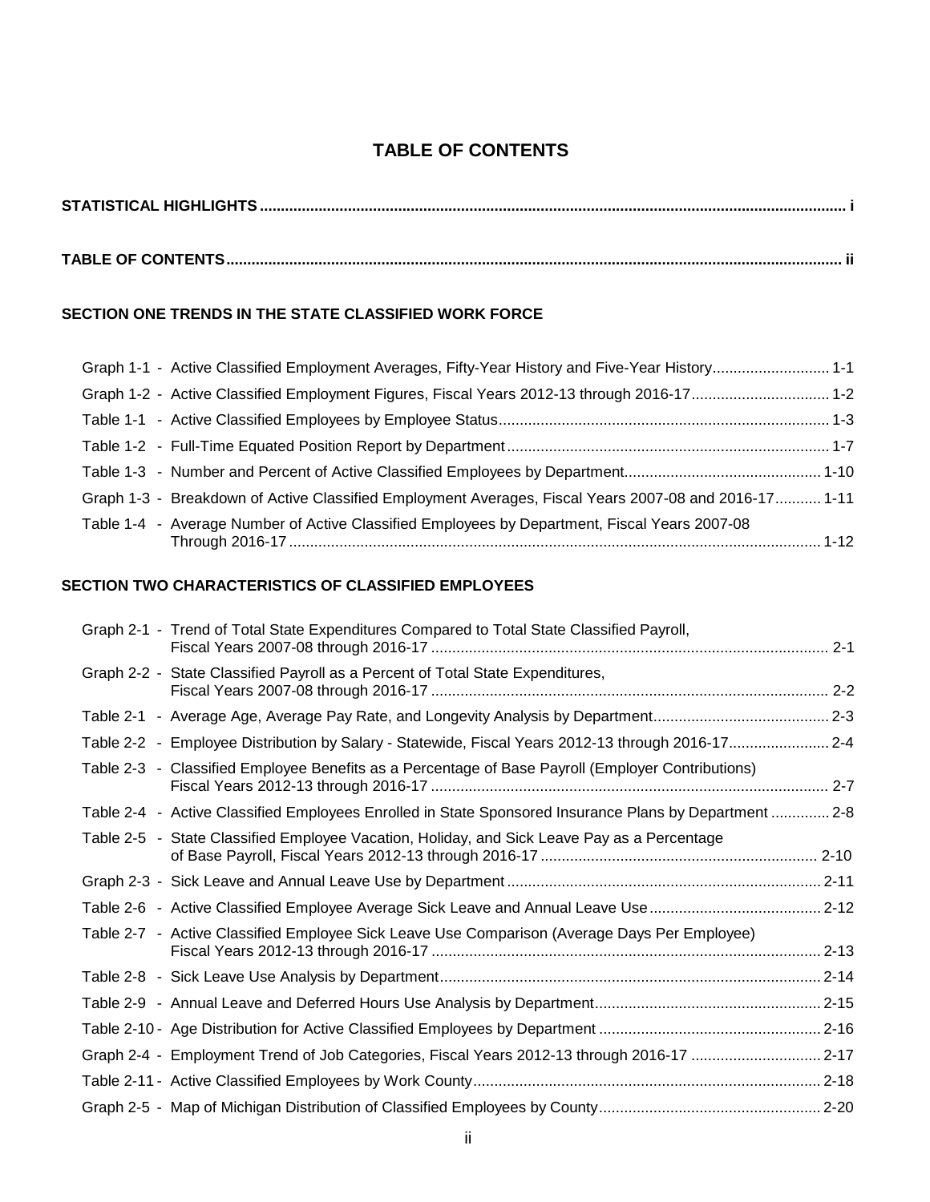# TABLE OF CONTENTS

**STATISTICAL HIGHLIGHTS ..... i**

**TABLE OF CONTENTS ..... ii**

## SECTION ONE TRENDS IN THE STATE CLASSIFIED WORK FORCE

| | | |
|---|---|---|
| Graph 1-1 | Active Classified Employment Averages, Fifty-Year History and Five-Year History | 1-1 |
| Graph 1-2 | Active Classified Employment Figures, Fiscal Years 2012-13 through 2016-17 | 1-2 |
| Table 1-1 | Active Classified Employees by Employee Status | 1-3 |
| Table 1-2 | Full-Time Equated Position Report by Department | 1-7 |
| Table 1-3 | Number and Percent of Active Classified Employees by Department | 1-10 |
| Graph 1-3 | Breakdown of Active Classified Employment Averages, Fiscal Years 2007-08 and 2016-17 | 1-11 |
| Table 1-4 | Average Number of Active Classified Employees by Department, Fiscal Years 2007-08 Through 2016-17 | 1-12 |

## SECTION TWO CHARACTERISTICS OF CLASSIFIED EMPLOYEES

| | | |
|---|---|---|
| Graph 2-1 | Trend of Total State Expenditures Compared to Total State Classified Payroll, Fiscal Years 2007-08 through 2016-17 | 2-1 |
| Graph 2-2 | State Classified Payroll as a Percent of Total State Expenditures, Fiscal Years 2007-08 through 2016-17 | 2-2 |
| Table 2-1 | Average Age, Average Pay Rate, and Longevity Analysis by Department | 2-3 |
| Table 2-2 | Employee Distribution by Salary - Statewide, Fiscal Years 2012-13 through 2016-17 | 2-4 |
| Table 2-3 | Classified Employee Benefits as a Percentage of Base Payroll (Employer Contributions) Fiscal Years 2012-13 through 2016-17 | 2-7 |
| Table 2-4 | Active Classified Employees Enrolled in State Sponsored Insurance Plans by Department | 2-8 |
| Table 2-5 | State Classified Employee Vacation, Holiday, and Sick Leave Pay as a Percentage of Base Payroll, Fiscal Years 2012-13 through 2016-17 | 2-10 |
| Graph 2-3 | Sick Leave and Annual Leave Use by Department | 2-11 |
| Table 2-6 | Active Classified Employee Average Sick Leave and Annual Leave Use | 2-12 |
| Table 2-7 | Active Classified Employee Sick Leave Use Comparison (Average Days Per Employee) Fiscal Years 2012-13 through 2016-17 | 2-13 |
| Table 2-8 | Sick Leave Use Analysis by Department | 2-14 |
| Table 2-9 | Annual Leave and Deferred Hours Use Analysis by Department | 2-15 |
| Table 2-10 | Age Distribution for Active Classified Employees by Department | 2-16 |
| Graph 2-4 | Employment Trend of Job Categories, Fiscal Years 2012-13 through 2016-17 | 2-17 |
| Table 2-11 | Active Classified Employees by Work County | 2-18 |
| Graph 2-5 | Map of Michigan Distribution of Classified Employees by County | 2-20 |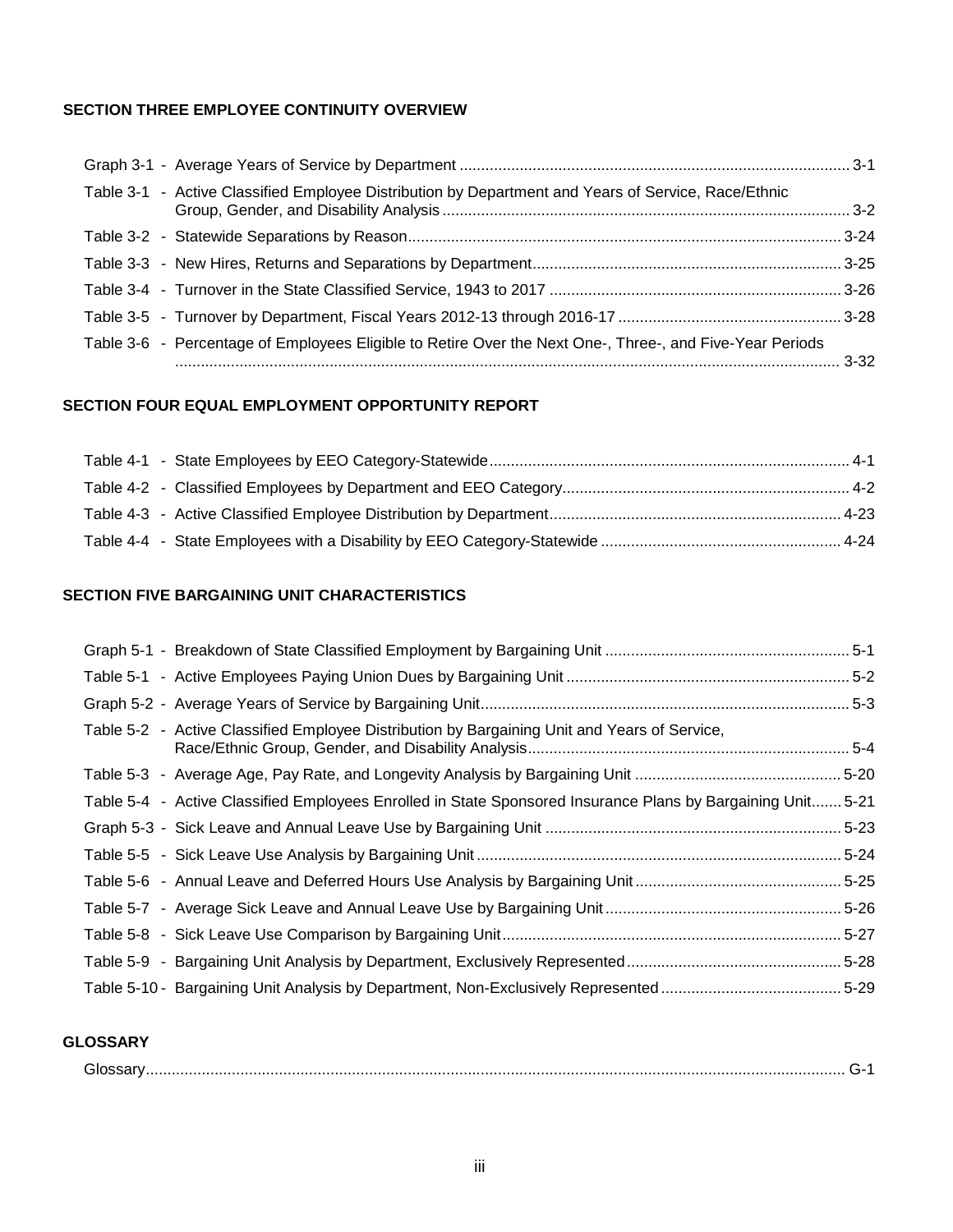#### SECTION THREE EMPLOYEE CONTINUITY OVERVIEW

Graph 3-1 - Average Years of Service by Department ........................................................................................... 3-1

Table 3-1 - Active Classified Employee Distribution by Department and Years of Service, Race/Ethnic Group, Gender, and Disability Analysis ............................................................................................... 3-2

Table 3-2 - Statewide Separations by Reason..................................................................................................... 3-24

Table 3-3 - New Hires, Returns and Separations by Department........................................................................ 3-25

Table 3-4 - Turnover in the State Classified Service, 1943 to 2017 .................................................................... 3-26

Table 3-5 - Turnover by Department, Fiscal Years 2012-13 through 2016-17 .................................................... 3-28

Table 3-6 - Percentage of Employees Eligible to Retire Over the Next One-, Three-, and Five-Year Periods ........................................................................................................................................................ 3-32

#### SECTION FOUR EQUAL EMPLOYMENT OPPORTUNITY REPORT

Table 4-1 - State Employees by EEO Category-Statewide .................................................................................... 4-1

Table 4-2 - Classified Employees by Department and EEO Category.................................................................... 4-2

Table 4-3 - Active Classified Employee Distribution by Department.................................................................... 4-23

Table 4-4 - State Employees with a Disability by EEO Category-Statewide ........................................................ 4-24

#### SECTION FIVE BARGAINING UNIT CHARACTERISTICS

Graph 5-1 - Breakdown of State Classified Employment by Bargaining Unit ......................................................... 5-1

Table 5-1 - Active Employees Paying Union Dues by Bargaining Unit .................................................................. 5-2

Graph 5-2 - Average Years of Service by Bargaining Unit...................................................................................... 5-3

Table 5-2 - Active Classified Employee Distribution by Bargaining Unit and Years of Service, Race/Ethnic Group, Gender, and Disability Analysis........................................................................... 5-4

Table 5-3 - Average Age, Pay Rate, and Longevity Analysis by Bargaining Unit ................................................ 5-20

Table 5-4 - Active Classified Employees Enrolled in State Sponsored Insurance Plans by Bargaining Unit....... 5-21

Graph 5-3 - Sick Leave and Annual Leave Use by Bargaining Unit ..................................................................... 5-23

Table 5-5 - Sick Leave Use Analysis by Bargaining Unit ..................................................................................... 5-24

Table 5-6 - Annual Leave and Deferred Hours Use Analysis by Bargaining Unit ................................................ 5-25

Table 5-7 - Average Sick Leave and Annual Leave Use by Bargaining Unit ....................................................... 5-26

Table 5-8 - Sick Leave Use Comparison by Bargaining Unit............................................................................... 5-27

Table 5-9 - Bargaining Unit Analysis by Department, Exclusively Represented.................................................. 5-28

Table 5-10 - Bargaining Unit Analysis by Department, Non-Exclusively Represented .......................................... 5-29

#### GLOSSARY

Glossary.................................................................................................................................................. G-1